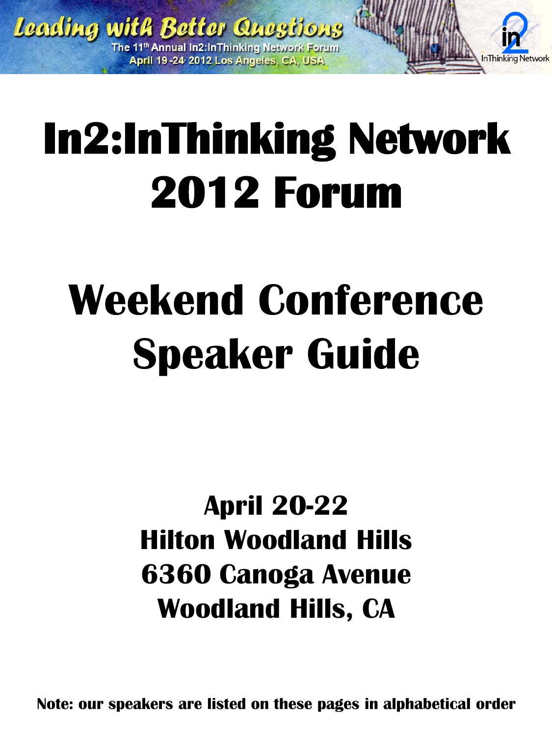Leading with Better Questions

The 11th Annual In2:InThinking Network Forum
April 19 -24, 2012 Los Angeles, CA, USA

In2 InThinking Network

# In2:InThinking Network 2012 Forum

# Weekend Conference Speaker Guide

## April 20-22
## Hilton Woodland Hills
## 6360 Canoga Avenue
## Woodland Hills, CA

**Note: our speakers are listed on these pages in alphabetical order**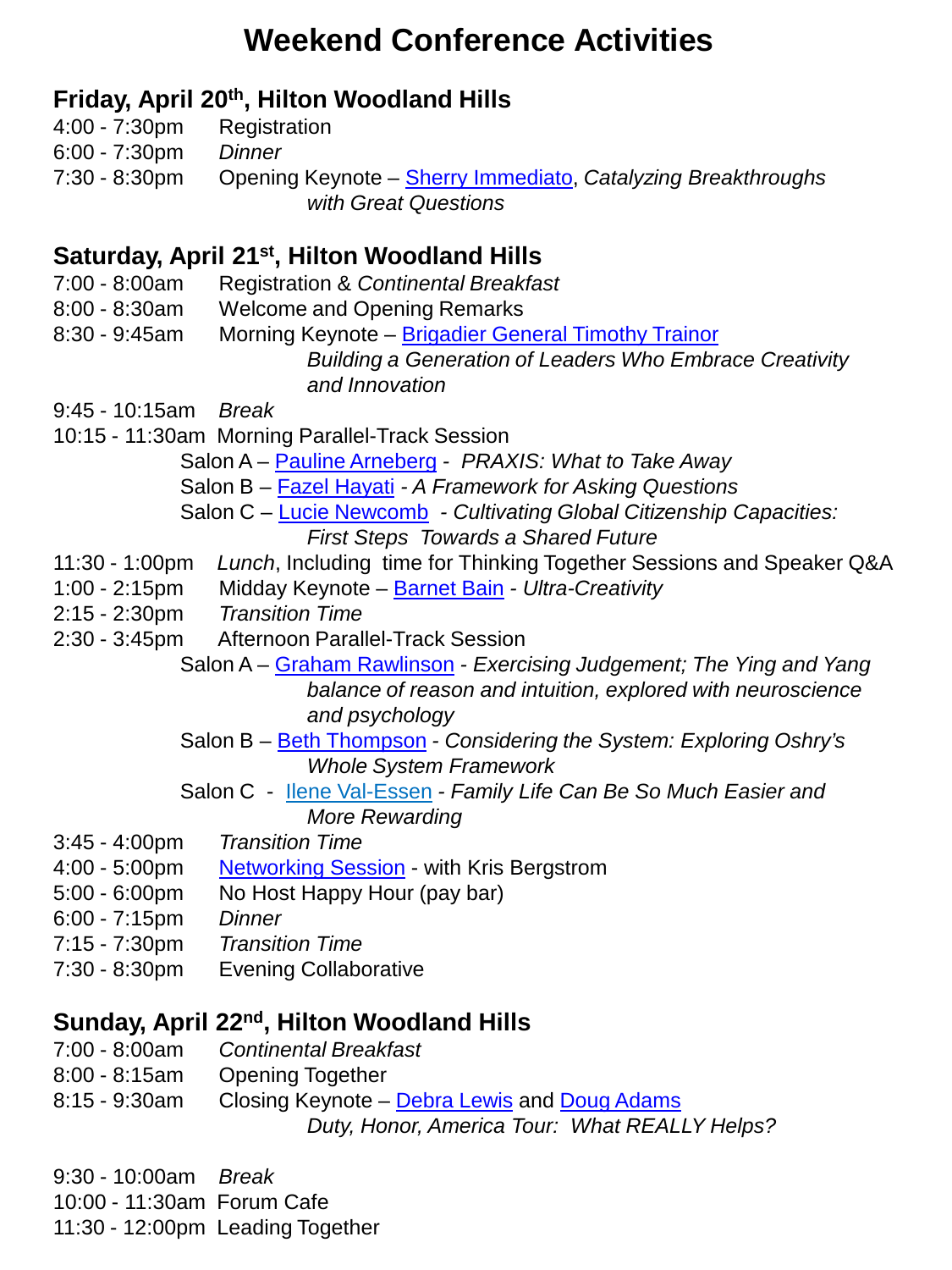# Weekend Conference Activities

## Friday, April 20th, Hilton Woodland Hills

4:00 - 7:30pm  Registration
6:00 - 7:30pm  *Dinner*
7:30 - 8:30pm  Opening Keynote – Sherry Immediato, *Catalyzing Breakthroughs with Great Questions*

## Saturday, April 21st, Hilton Woodland Hills

7:00 - 8:00am  Registration & *Continental Breakfast*
8:00 - 8:30am  Welcome and Opening Remarks
8:30 - 9:45am  Morning Keynote – Brigadier General Timothy Trainor
*Building a Generation of Leaders Who Embrace Creativity and Innovation*
9:45 - 10:15am  *Break*
10:15 - 11:30am  Morning Parallel-Track Session
- Salon A – Pauline Arneberg - *PRAXIS: What to Take Away*
- Salon B – Fazel Hayati - *A Framework for Asking Questions*
- Salon C – Lucie Newcomb - *Cultivating Global Citizenship Capacities: First Steps Towards a Shared Future*

11:30 - 1:00pm  *Lunch*, Including time for Thinking Together Sessions and Speaker Q&A
1:00 - 2:15pm  Midday Keynote – Barnet Bain - *Ultra-Creativity*
2:15 - 2:30pm  *Transition Time*
2:30 - 3:45pm  Afternoon Parallel-Track Session
- Salon A – Graham Rawlinson - *Exercising Judgement; The Ying and Yang balance of reason and intuition, explored with neuroscience and psychology*
- Salon B – Beth Thompson - *Considering the System: Exploring Oshry's Whole System Framework*
- Salon C - Ilene Val-Essen - *Family Life Can Be So Much Easier and More Rewarding*

3:45 - 4:00pm  *Transition Time*
4:00 - 5:00pm  Networking Session - with Kris Bergstrom
5:00 - 6:00pm  No Host Happy Hour (pay bar)
6:00 - 7:15pm  *Dinner*
7:15 - 7:30pm  *Transition Time*
7:30 - 8:30pm  Evening Collaborative

## Sunday, April 22nd, Hilton Woodland Hills

7:00 - 8:00am  *Continental Breakfast*
8:00 - 8:15am  Opening Together
8:15 - 9:30am  Closing Keynote – Debra Lewis and Doug Adams
*Duty, Honor, America Tour: What REALLY Helps?*

9:30 - 10:00am  *Break*
10:00 - 11:30am  Forum Cafe
11:30 - 12:00pm  Leading Together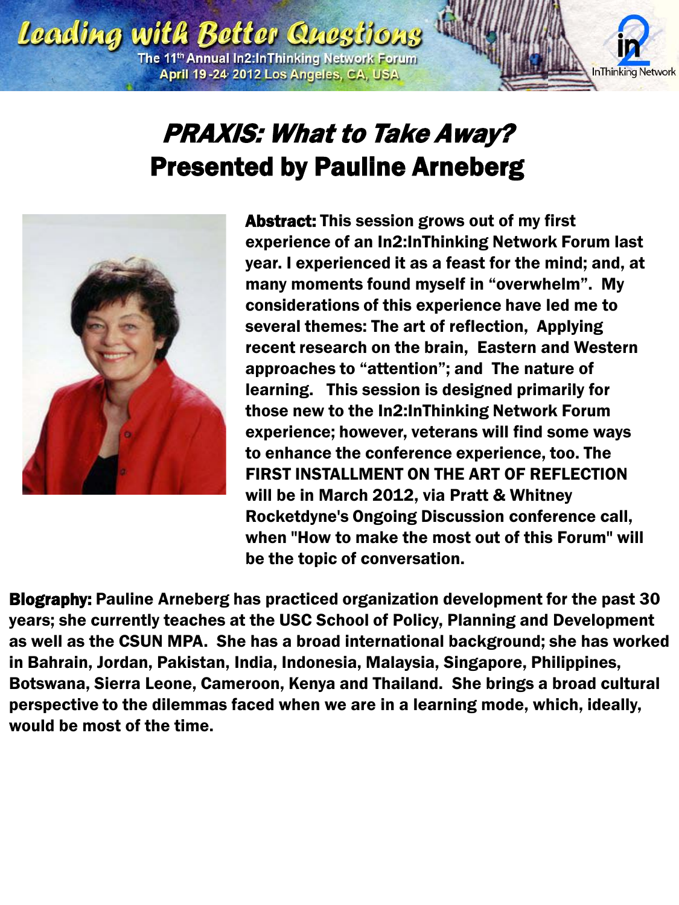# *PRAXIS: What to Take Away?*
## Presented by Pauline Arneberg

**Abstract:** This session grows out of my first experience of an In2:InThinking Network Forum last year. I experienced it as a feast for the mind; and, at many moments found myself in "overwhelm". My considerations of this experience have led me to several themes: The art of reflection, Applying recent research on the brain, Eastern and Western approaches to "attention"; and The nature of learning. This session is designed primarily for those new to the In2:InThinking Network Forum experience; however, veterans will find some ways to enhance the conference experience, too. The FIRST INSTALLMENT ON THE ART OF REFLECTION will be in March 2012, via Pratt & Whitney Rocketdyne's Ongoing Discussion conference call, when "How to make the most out of this Forum" will be the topic of conversation.

**Biography:** Pauline Arneberg has practiced organization development for the past 30 years; she currently teaches at the USC School of Policy, Planning and Development as well as the CSUN MPA. She has a broad international background; she has worked in Bahrain, Jordan, Pakistan, India, Indonesia, Malaysia, Singapore, Philippines, Botswana, Sierra Leone, Cameroon, Kenya and Thailand. She brings a broad cultural perspective to the dilemmas faced when we are in a learning mode, which, ideally, would be most of the time.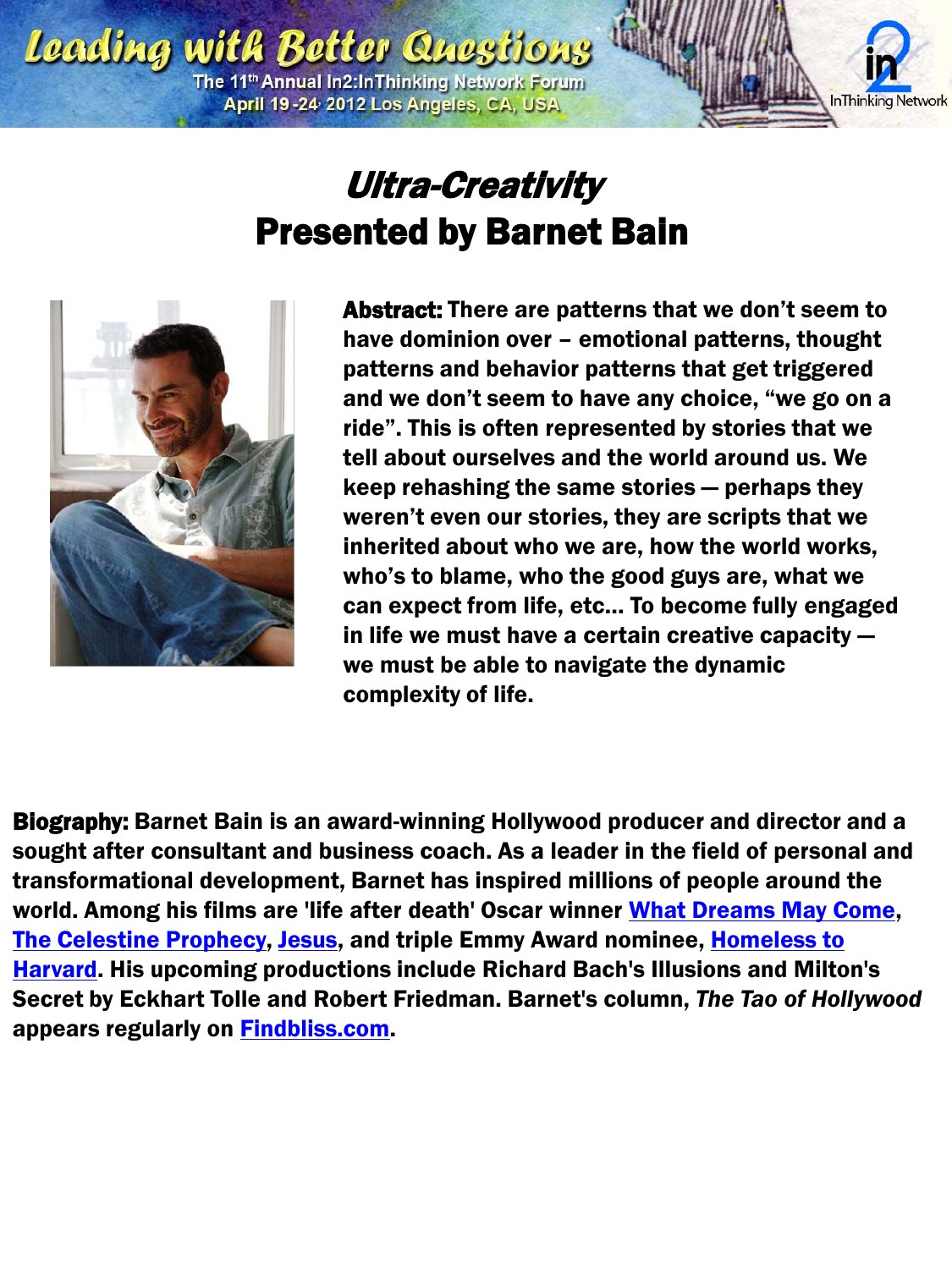# *Ultra-Creativity*

## Presented by Barnet Bain

**Abstract:** There are patterns that we don't seem to have dominion over – emotional patterns, thought patterns and behavior patterns that get triggered and we don't seem to have any choice, "we go on a ride". This is often represented by stories that we tell about ourselves and the world around us. We keep rehashing the same stories — perhaps they weren't even our stories, they are scripts that we inherited about who we are, how the world works, who's to blame, who the good guys are, what we can expect from life, etc... To become fully engaged in life we must have a certain creative capacity — we must be able to navigate the dynamic complexity of life.

**Biography:** Barnet Bain is an award-winning Hollywood producer and director and a sought after consultant and business coach. As a leader in the field of personal and transformational development, Barnet has inspired millions of people around the world. Among his films are 'life after death' Oscar winner What Dreams May Come, The Celestine Prophecy, Jesus, and triple Emmy Award nominee, Homeless to Harvard. His upcoming productions include Richard Bach's Illusions and Milton's Secret by Eckhart Tolle and Robert Friedman. Barnet's column, *The Tao of Hollywood* appears regularly on Findbliss.com.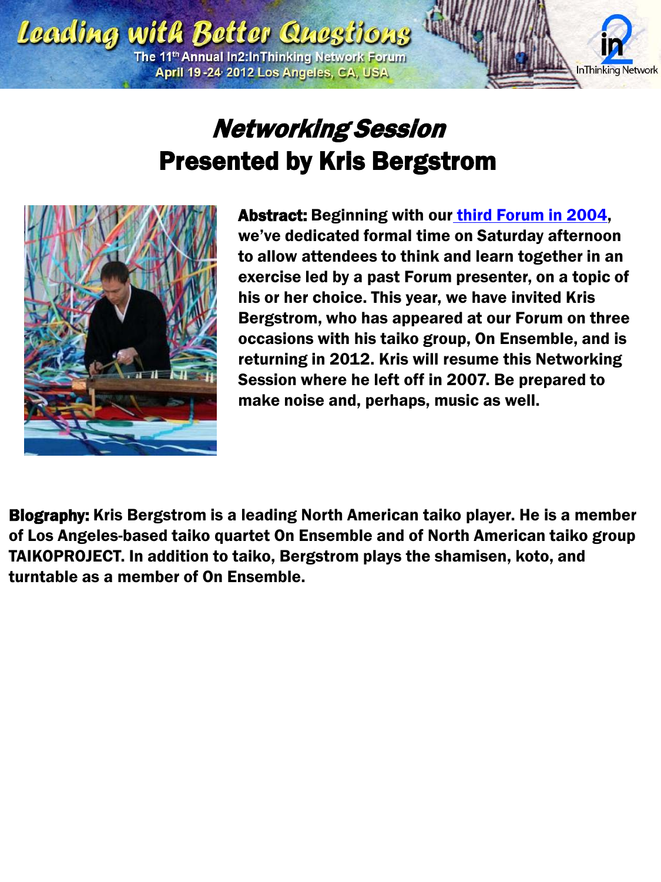# *Networking Session*

## Presented by Kris Bergstrom

**Abstract:** Beginning with our [third Forum in 2004](), we've dedicated formal time on Saturday afternoon to allow attendees to think and learn together in an exercise led by a past Forum presenter, on a topic of his or her choice. This year, we have invited Kris Bergstrom, who has appeared at our Forum on three occasions with his taiko group, On Ensemble, and is returning in 2012. Kris will resume this Networking Session where he left off in 2007. Be prepared to make noise and, perhaps, music as well.

**Biography:** Kris Bergstrom is a leading North American taiko player. He is a member of Los Angeles-based taiko quartet On Ensemble and of North American taiko group TAIKOPROJECT. In addition to taiko, Bergstrom plays the shamisen, koto, and turntable as a member of On Ensemble.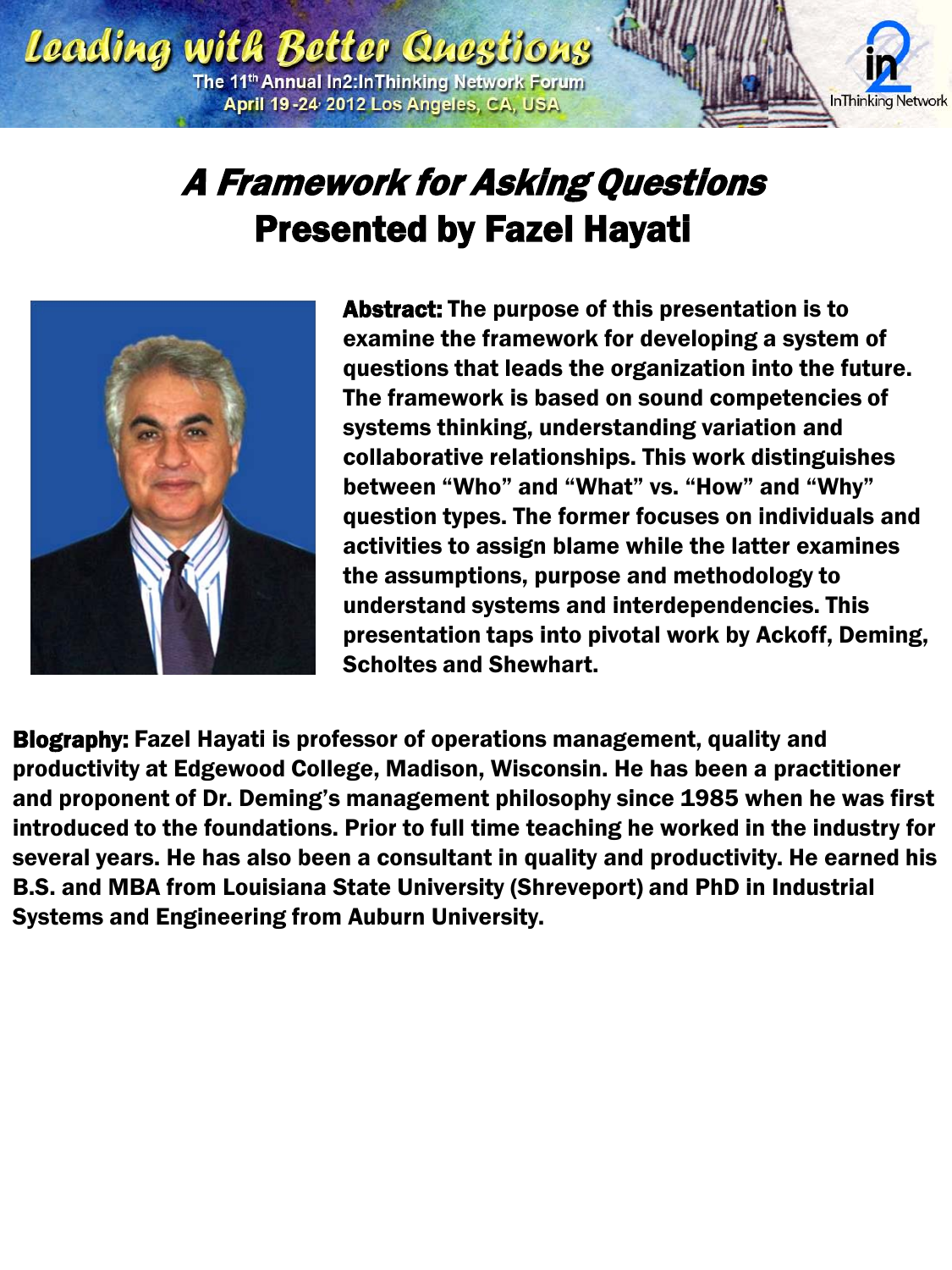# *A Framework for Asking Questions*
## Presented by Fazel Hayati

**Abstract:** The purpose of this presentation is to examine the framework for developing a system of questions that leads the organization into the future. The framework is based on sound competencies of systems thinking, understanding variation and collaborative relationships. This work distinguishes between "Who" and "What" vs. "How" and "Why" question types. The former focuses on individuals and activities to assign blame while the latter examines the assumptions, purpose and methodology to understand systems and interdependencies. This presentation taps into pivotal work by Ackoff, Deming, Scholtes and Shewhart.

**Biography:** Fazel Hayati is professor of operations management, quality and productivity at Edgewood College, Madison, Wisconsin. He has been a practitioner and proponent of Dr. Deming's management philosophy since 1985 when he was first introduced to the foundations. Prior to full time teaching he worked in the industry for several years. He has also been a consultant in quality and productivity. He earned his B.S. and MBA from Louisiana State University (Shreveport) and PhD in Industrial Systems and Engineering from Auburn University.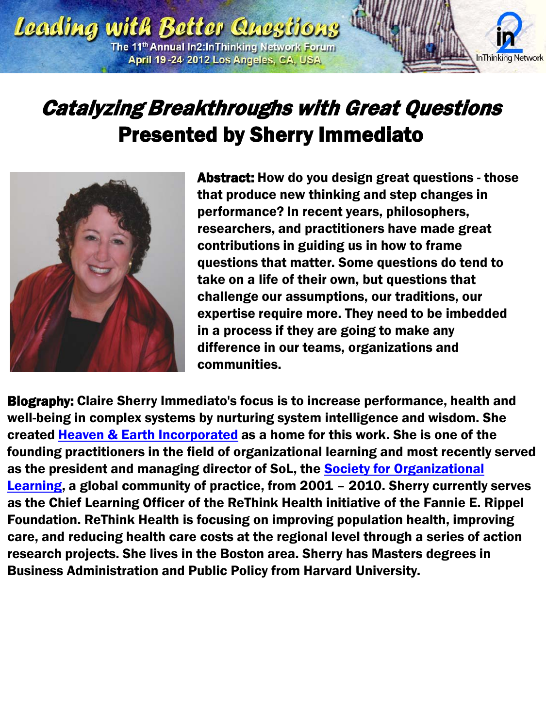# *Catalyzing Breakthroughs with Great Questions*
# Presented by Sherry Immediato

**Abstract:** How do you design great questions - those that produce new thinking and step changes in performance? In recent years, philosophers, researchers, and practitioners have made great contributions in guiding us in how to frame questions that matter. Some questions do tend to take on a life of their own, but questions that challenge our assumptions, our traditions, our expertise require more. They need to be imbedded in a process if they are going to make any difference in our teams, organizations and communities.

**Biography:** Claire Sherry Immediato's focus is to increase performance, health and well-being in complex systems by nurturing system intelligence and wisdom. She created [Heaven & Earth Incorporated]() as a home for this work. She is one of the founding practitioners in the field of organizational learning and most recently served as the president and managing director of SoL, the [Society for Organizational Learning](), a global community of practice, from 2001 – 2010. Sherry currently serves as the Chief Learning Officer of the ReThink Health initiative of the Fannie E. Rippel Foundation. ReThink Health is focusing on improving population health, improving care, and reducing health care costs at the regional level through a series of action research projects. She lives in the Boston area. Sherry has Masters degrees in Business Administration and Public Policy from Harvard University.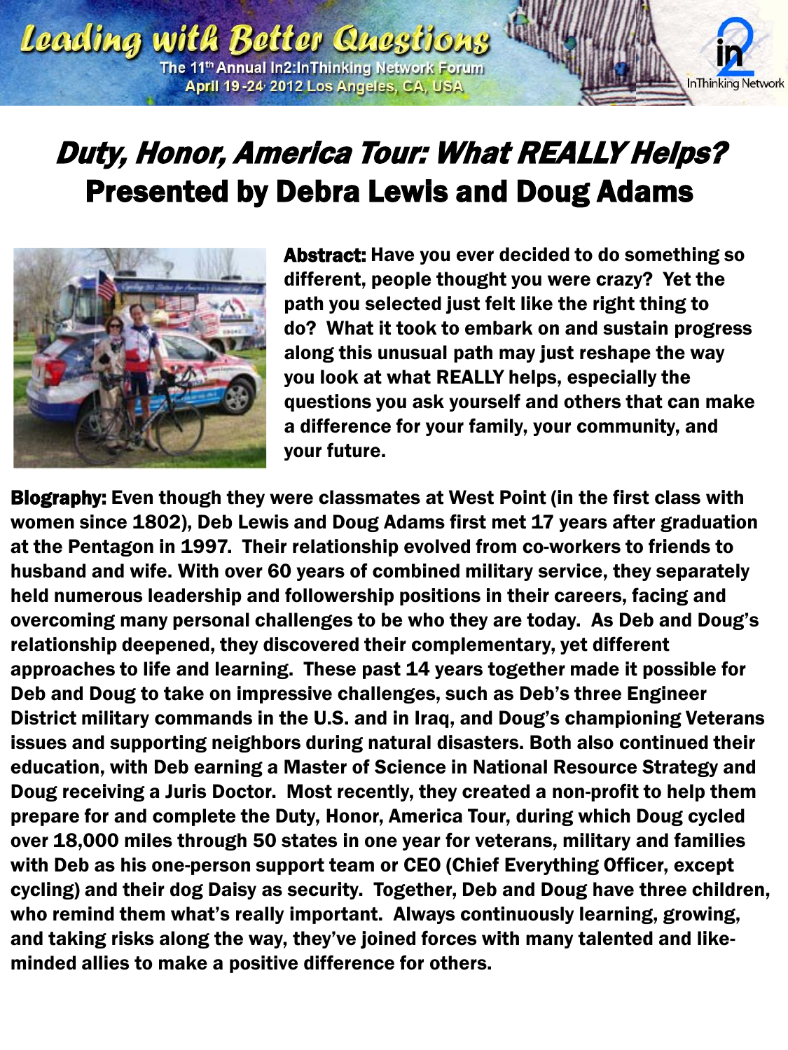# *Duty, Honor, America Tour: What REALLY Helps?*

## Presented by Debra Lewis and Doug Adams

**Abstract:** Have you ever decided to do something so different, people thought you were crazy? Yet the path you selected just felt like the right thing to do? What it took to embark on and sustain progress along this unusual path may just reshape the way you look at what REALLY helps, especially the questions you ask yourself and others that can make a difference for your family, your community, and your future.

**Biography:** Even though they were classmates at West Point (in the first class with women since 1802), Deb Lewis and Doug Adams first met 17 years after graduation at the Pentagon in 1997. Their relationship evolved from co-workers to friends to husband and wife. With over 60 years of combined military service, they separately held numerous leadership and followership positions in their careers, facing and overcoming many personal challenges to be who they are today. As Deb and Doug's relationship deepened, they discovered their complementary, yet different approaches to life and learning. These past 14 years together made it possible for Deb and Doug to take on impressive challenges, such as Deb's three Engineer District military commands in the U.S. and in Iraq, and Doug's championing Veterans issues and supporting neighbors during natural disasters. Both also continued their education, with Deb earning a Master of Science in National Resource Strategy and Doug receiving a Juris Doctor. Most recently, they created a non-profit to help them prepare for and complete the Duty, Honor, America Tour, during which Doug cycled over 18,000 miles through 50 states in one year for veterans, military and families with Deb as his one-person support team or CEO (Chief Everything Officer, except cycling) and their dog Daisy as security. Together, Deb and Doug have three children, who remind them what's really important. Always continuously learning, growing, and taking risks along the way, they've joined forces with many talented and like-minded allies to make a positive difference for others.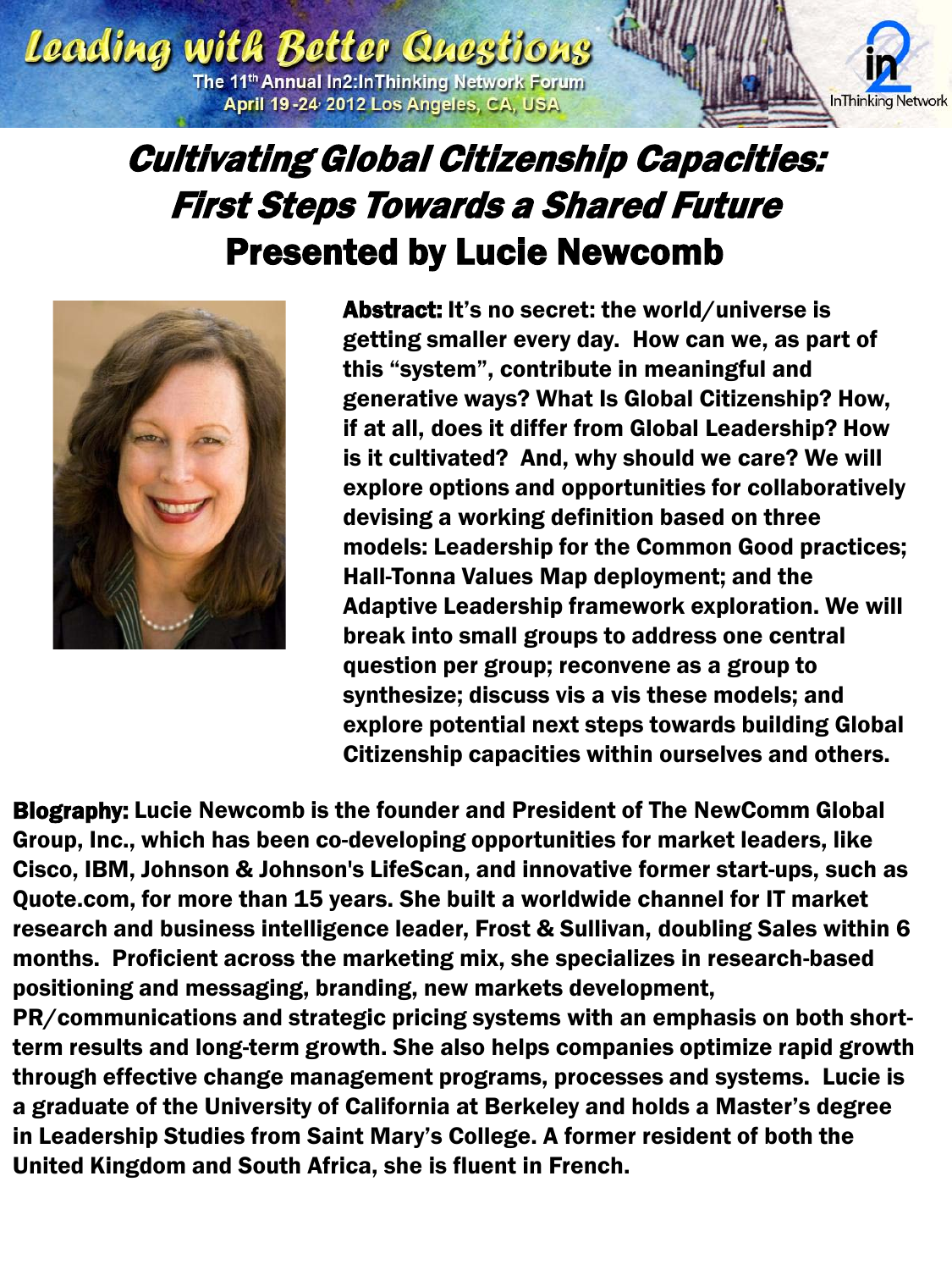# Cultivating Global Citizenship Capacities: First Steps Towards a Shared Future

## Presented by Lucie Newcomb

**Abstract:** It's no secret: the world/universe is getting smaller every day. How can we, as part of this "system", contribute in meaningful and generative ways? What Is Global Citizenship? How, if at all, does it differ from Global Leadership? How is it cultivated? And, why should we care? We will explore options and opportunities for collaboratively devising a working definition based on three models: Leadership for the Common Good practices; Hall-Tonna Values Map deployment; and the Adaptive Leadership framework exploration. We will break into small groups to address one central question per group; reconvene as a group to synthesize; discuss vis a vis these models; and explore potential next steps towards building Global Citizenship capacities within ourselves and others.

**Biography:** Lucie Newcomb is the founder and President of The NewComm Global Group, Inc., which has been co-developing opportunities for market leaders, like Cisco, IBM, Johnson & Johnson's LifeScan, and innovative former start-ups, such as Quote.com, for more than 15 years. She built a worldwide channel for IT market research and business intelligence leader, Frost & Sullivan, doubling Sales within 6 months. Proficient across the marketing mix, she specializes in research-based positioning and messaging, branding, new markets development, PR/communications and strategic pricing systems with an emphasis on both short-term results and long-term growth. She also helps companies optimize rapid growth through effective change management programs, processes and systems. Lucie is a graduate of the University of California at Berkeley and holds a Master's degree in Leadership Studies from Saint Mary's College. A former resident of both the United Kingdom and South Africa, she is fluent in French.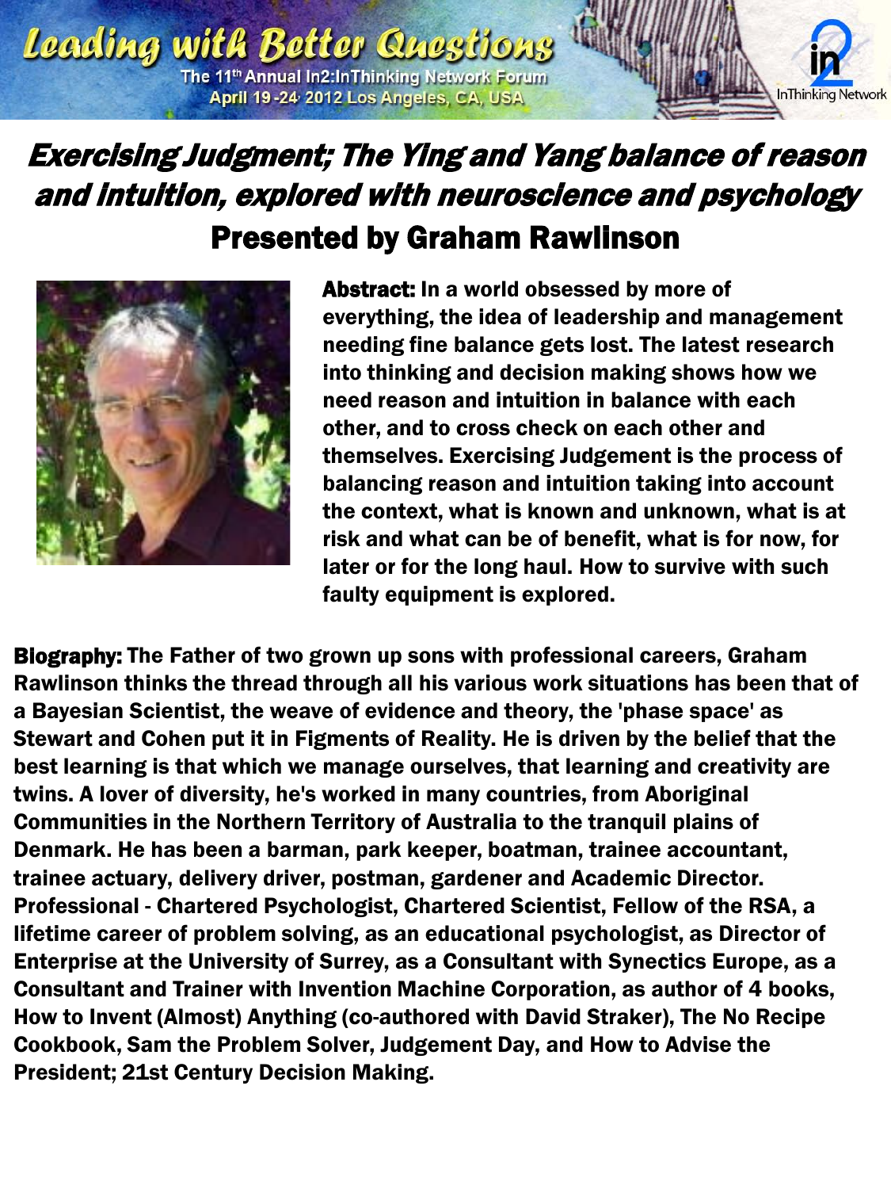# Exercising Judgment; The Ying and Yang balance of reason and intuition, explored with neuroscience and psychology

## Presented by Graham Rawlinson

**Abstract:** In a world obsessed by more of everything, the idea of leadership and management needing fine balance gets lost. The latest research into thinking and decision making shows how we need reason and intuition in balance with each other, and to cross check on each other and themselves. Exercising Judgement is the process of balancing reason and intuition taking into account the context, what is known and unknown, what is at risk and what can be of benefit, what is for now, for later or for the long haul. How to survive with such faulty equipment is explored.

**Biography:** The Father of two grown up sons with professional careers, Graham Rawlinson thinks the thread through all his various work situations has been that of a Bayesian Scientist, the weave of evidence and theory, the 'phase space' as Stewart and Cohen put it in Figments of Reality. He is driven by the belief that the best learning is that which we manage ourselves, that learning and creativity are twins. A lover of diversity, he's worked in many countries, from Aboriginal Communities in the Northern Territory of Australia to the tranquil plains of Denmark. He has been a barman, park keeper, boatman, trainee accountant, trainee actuary, delivery driver, postman, gardener and Academic Director. Professional - Chartered Psychologist, Chartered Scientist, Fellow of the RSA, a lifetime career of problem solving, as an educational psychologist, as Director of Enterprise at the University of Surrey, as a Consultant with Synectics Europe, as a Consultant and Trainer with Invention Machine Corporation, as author of 4 books, How to Invent (Almost) Anything (co-authored with David Straker), The No Recipe Cookbook, Sam the Problem Solver, Judgement Day, and How to Advise the President; 21st Century Decision Making.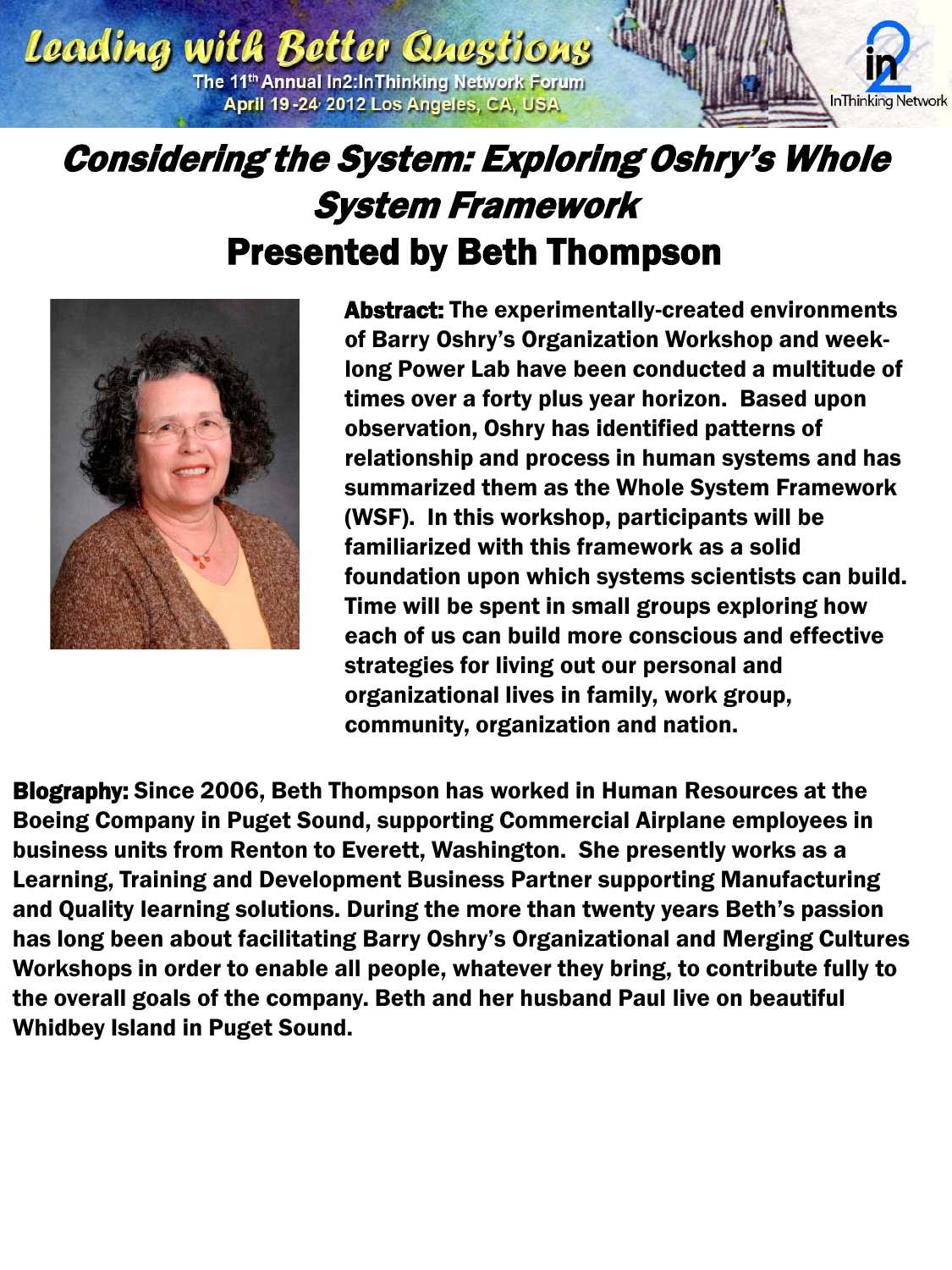# Considering the System: Exploring Oshry's Whole System Framework

## Presented by Beth Thompson

**Abstract:** The experimentally-created environments of Barry Oshry's Organization Workshop and week-long Power Lab have been conducted a multitude of times over a forty plus year horizon. Based upon observation, Oshry has identified patterns of relationship and process in human systems and has summarized them as the Whole System Framework (WSF). In this workshop, participants will be familiarized with this framework as a solid foundation upon which systems scientists can build. Time will be spent in small groups exploring how each of us can build more conscious and effective strategies for living out our personal and organizational lives in family, work group, community, organization and nation.

**Biography:** Since 2006, Beth Thompson has worked in Human Resources at the Boeing Company in Puget Sound, supporting Commercial Airplane employees in business units from Renton to Everett, Washington. She presently works as a Learning, Training and Development Business Partner supporting Manufacturing and Quality learning solutions. During the more than twenty years Beth's passion has long been about facilitating Barry Oshry's Organizational and Merging Cultures Workshops in order to enable all people, whatever they bring, to contribute fully to the overall goals of the company. Beth and her husband Paul live on beautiful Whidbey Island in Puget Sound.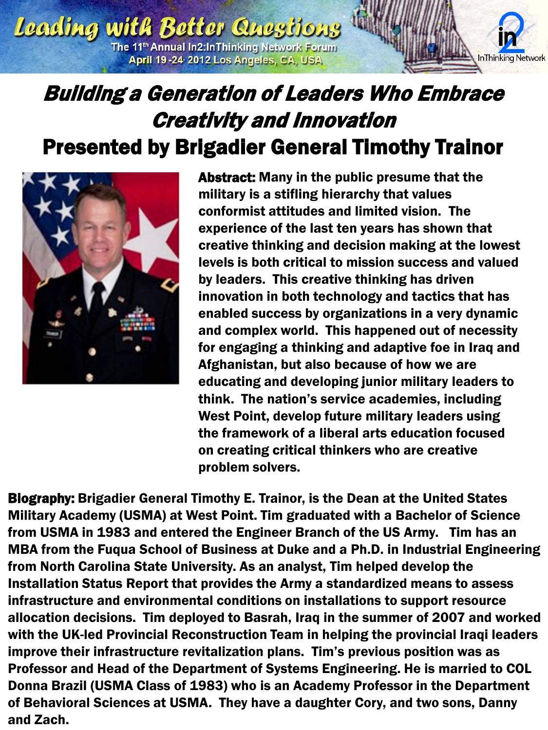# Building a Generation of Leaders Who Embrace Creativity and Innovation

## Presented by Brigadier General Timothy Trainor

**Abstract:** Many in the public presume that the military is a stifling hierarchy that values conformist attitudes and limited vision. The experience of the last ten years has shown that creative thinking and decision making at the lowest levels is both critical to mission success and valued by leaders. This creative thinking has driven innovation in both technology and tactics that has enabled success by organizations in a very dynamic and complex world. This happened out of necessity for engaging a thinking and adaptive foe in Iraq and Afghanistan, but also because of how we are educating and developing junior military leaders to think. The nation's service academies, including West Point, develop future military leaders using the framework of a liberal arts education focused on creating critical thinkers who are creative problem solvers.

**Biography:** Brigadier General Timothy E. Trainor, is the Dean at the United States Military Academy (USMA) at West Point. Tim graduated with a Bachelor of Science from USMA in 1983 and entered the Engineer Branch of the US Army. Tim has an MBA from the Fuqua School of Business at Duke and a Ph.D. in Industrial Engineering from North Carolina State University. As an analyst, Tim helped develop the Installation Status Report that provides the Army a standardized means to assess infrastructure and environmental conditions on installations to support resource allocation decisions. Tim deployed to Basrah, Iraq in the summer of 2007 and worked with the UK-led Provincial Reconstruction Team in helping the provincial Iraqi leaders improve their infrastructure revitalization plans. Tim's previous position was as Professor and Head of the Department of Systems Engineering. He is married to COL Donna Brazil (USMA Class of 1983) who is an Academy Professor in the Department of Behavioral Sciences at USMA. They have a daughter Cory, and two sons, Danny and Zach.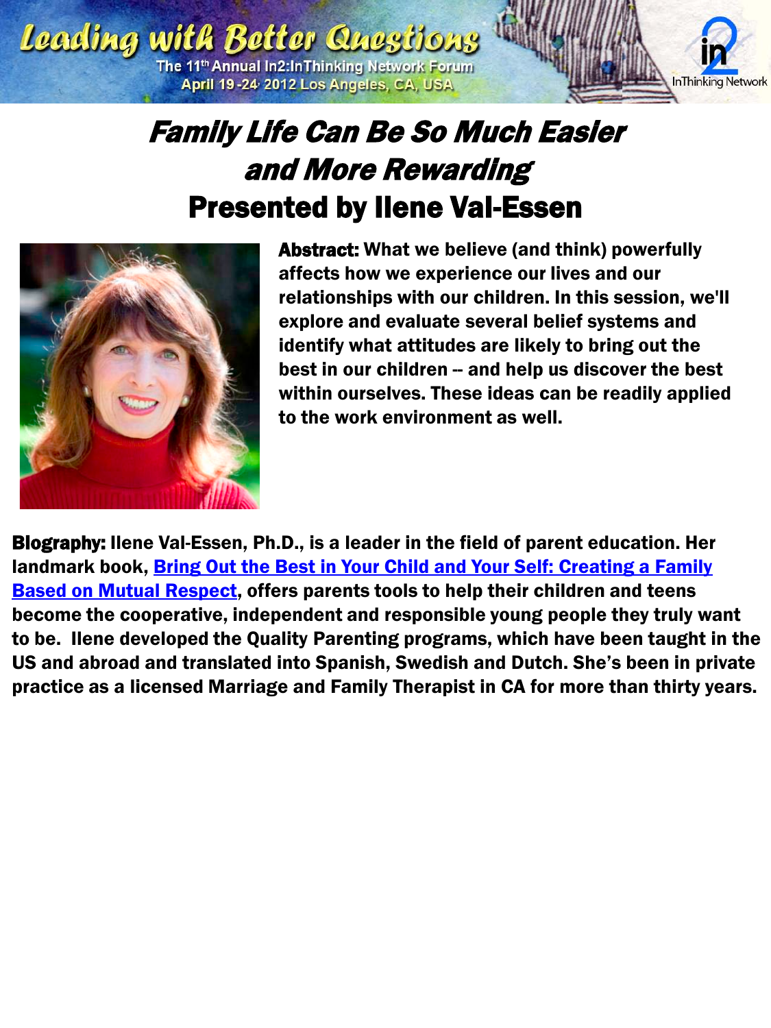# Family Life Can Be So Much Easier and More Rewarding

## Presented by Ilene Val-Essen

**Abstract:** What we believe (and think) powerfully affects how we experience our lives and our relationships with our children. In this session, we'll explore and evaluate several belief systems and identify what attitudes are likely to bring out the best in our children -- and help us discover the best within ourselves. These ideas can be readily applied to the work environment as well.

**Biography:** Ilene Val-Essen, Ph.D., is a leader in the field of parent education. Her landmark book, Bring Out the Best in Your Child and Your Self: Creating a Family Based on Mutual Respect, offers parents tools to help their children and teens become the cooperative, independent and responsible young people they truly want to be. Ilene developed the Quality Parenting programs, which have been taught in the US and abroad and translated into Spanish, Swedish and Dutch. She's been in private practice as a licensed Marriage and Family Therapist in CA for more than thirty years.